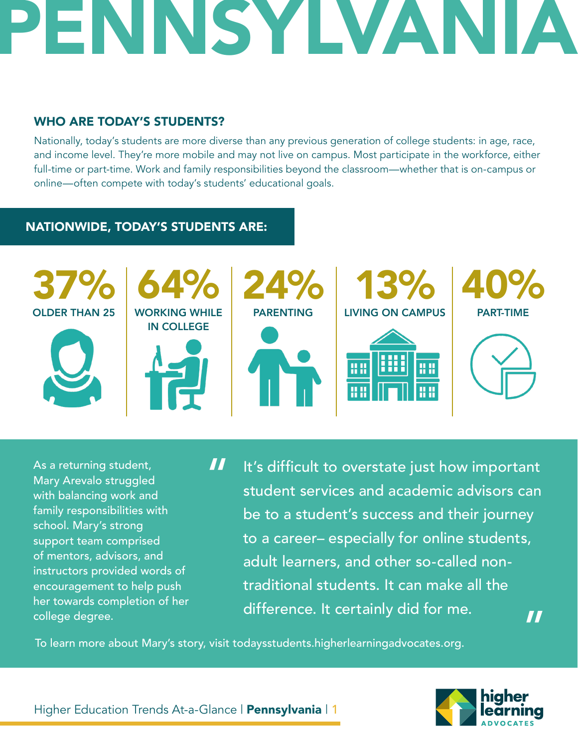# PENNSYLVANIA

## WHO ARE TODAY'S STUDENTS?

Nationally, today's students are more diverse than any previous generation of college students: in age, race, and income level. They're more mobile and may not live on campus. Most participate in the workforce, either full-time or part-time. Work and family responsibilities beyond the classroom—whether that is on-campus or online—often compete with today's students' educational goals.

## NATIONWIDE, TODAY'S STUDENTS ARE:

- **37%** OLDER THAN 25
- **64%** WORKING WHILE IN COLLEGE
- **24%** PARENTING
- **13%** LIVING ON CAMPUS
- **40%** PART-TIME

As a returning student, Mary Arevalo struggled with balancing work and family responsibilities with school. Mary's strong support team comprised of mentors, advisors, and instructors provided words of encouragement to help push her towards completion of her college degree.

> "It's difficult to overstate just how important student services and academic advisors can be to a student's success and their journey to a career– especially for online students, adult learners, and other so-called non-traditional students. It can make all the difference. It certainly did for me."

To learn more about Mary's story, visit todaysstudents.higherlearningadvocates.org.

Higher Education Trends At-a-Glance | **Pennsylvania**

higher learning ADVOCATES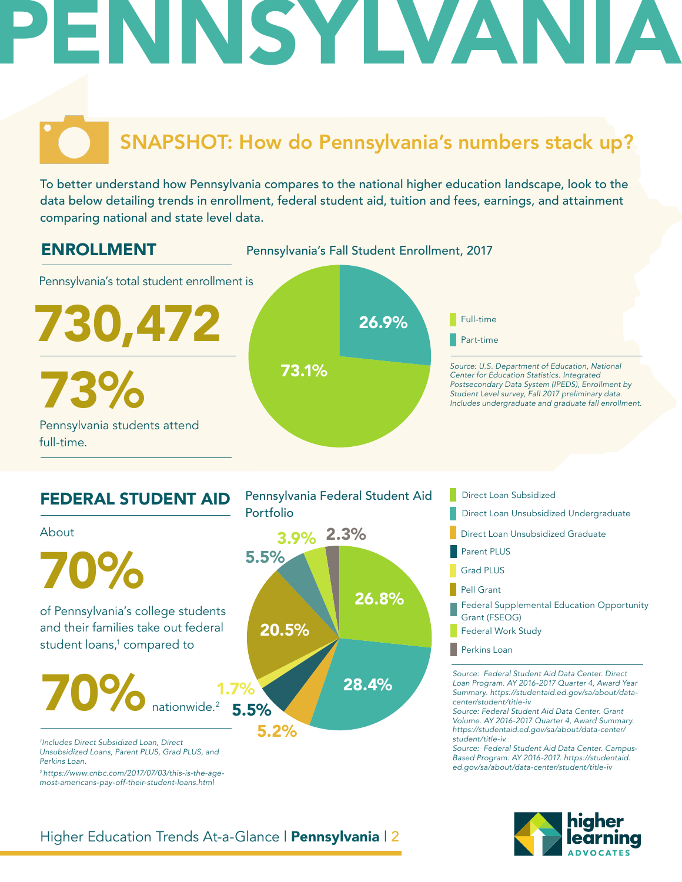# PENNSYLVANIA

## SNAPSHOT: How do Pennsylvania's numbers stack up?

To better understand how Pennsylvania compares to the national higher education landscape, look to the data below detailing trends in enrollment, federal student aid, tuition and fees, earnings, and attainment comparing national and state level data.

## ENROLLMENT

Pennsylvania's total student enrollment is

**730,472**

**73%**

Pennsylvania students attend full-time.

### Pennsylvania's Fall Student Enrollment, 2017

| Category | Percent |
| --- | --- |
| Full-time | 73.1% |
| Part-time | 26.9% |

*Source: U.S. Department of Education, National Center for Education Statistics. Integrated Postsecondary Data System (IPEDS), Enrollment by Student Level survey, Fall 2017 preliminary data. Includes undergraduate and graduate fall enrollment.*

## FEDERAL STUDENT AID

About

**70%**

of Pennsylvania's college students and their families take out federal student loans,[1] compared to

**70%** nationwide.[2]

[1]*Includes Direct Subsidized Loan, Direct Unsubsidized Loans, Parent PLUS, Grad PLUS, and Perkins Loan.*

[2]*https://www.cnbc.com/2017/07/03/this-is-the-age-most-americans-pay-off-their-student-loans.html*

### Pennsylvania Federal Student Aid Portfolio

| Category | Percent |
| --- | --- |
| Direct Loan Subsidized | 26.8% |
| Direct Loan Unsubsidized Undergraduate | 28.4% |
| Direct Loan Unsubsidized Graduate | 5.2% |
| Parent PLUS | 5.5% |
| Grad PLUS | 1.7% |
| Pell Grant | 20.5% |
| Federal Supplemental Education Opportunity Grant (FSEOG) | 5.5% |
| Federal Work Study | 3.9% |
| Perkins Loan | 2.3% |

*Source: Federal Student Aid Data Center. Direct Loan Program. AY 2016-2017 Quarter 4, Award Year Summary. https://studentaid.ed.gov/sa/about/data-center/student/title-iv*

*Source: Federal Student Aid Data Center. Grant Volume. AY 2016-2017 Quarter 4, Award Summary. https://studentaid.ed.gov/sa/about/data-center/student/title-iv*

*Source: Federal Student Aid Data Center. Campus-Based Program. AY 2016-2017. https://studentaid.ed.gov/sa/about/data-center/student/title-iv*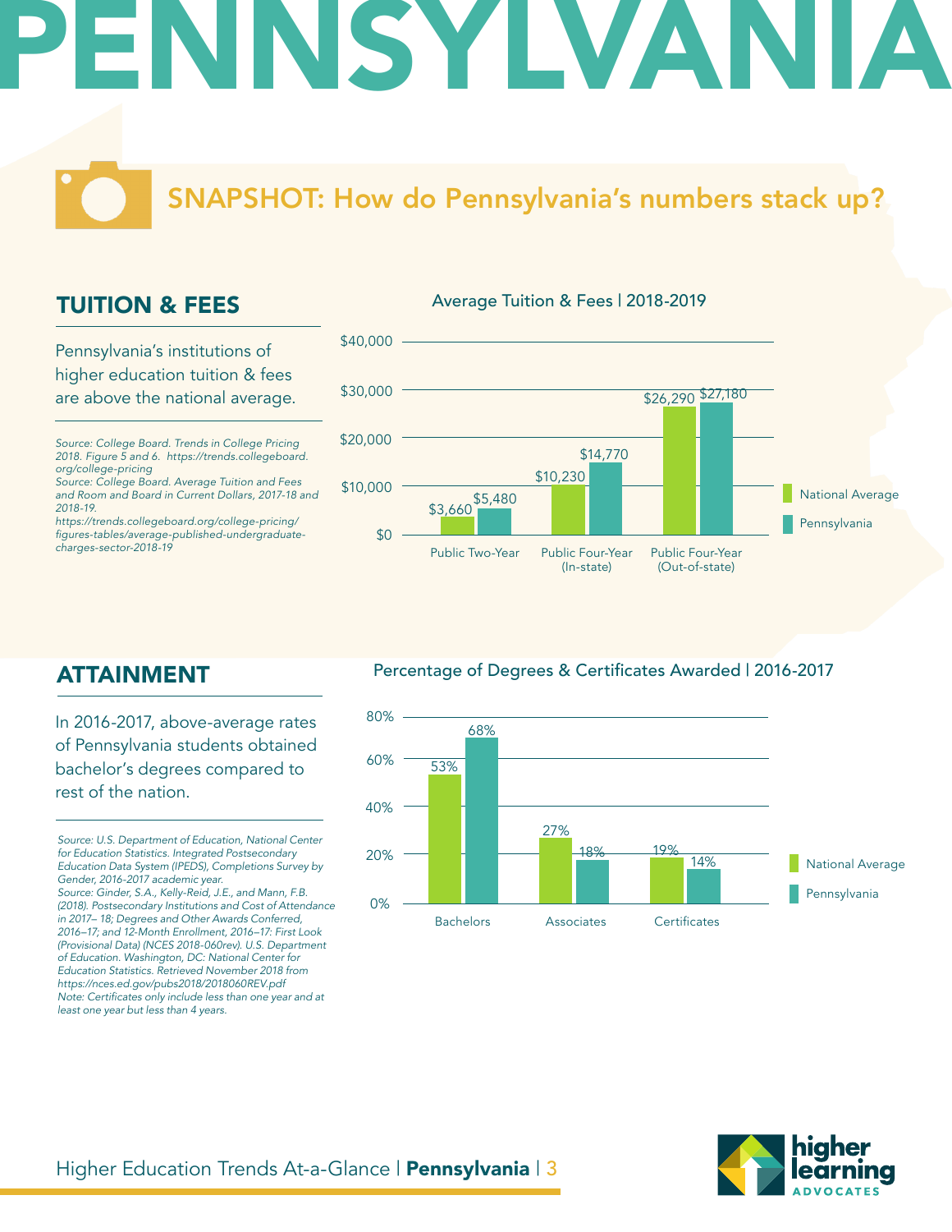# PENNSYLVANIA

## SNAPSHOT: How do Pennsylvania's numbers stack up?

### TUITION & FEES

Pennsylvania's institutions of higher education tuition & fees are above the national average.

*Source: College Board. Trends in College Pricing 2018. Figure 5 and 6. https://trends.collegeboard.org/college-pricing*
*Source: College Board. Average Tuition and Fees and Room and Board in Current Dollars, 2017-18 and 2018-19. https://trends.collegeboard.org/college-pricing/figures-tables/average-published-undergraduate-charges-sector-2018-19*

**Average Tuition & Fees | 2018-2019**

| | National Average | Pennsylvania |
|---|---|---|
| Public Two-Year | $3,660 | $5,480 |
| Public Four-Year (In-state) | $10,230 | $14,770 |
| Public Four-Year (Out-of-state) | $26,290 | $27,180 |

### ATTAINMENT

In 2016-2017, above-average rates of Pennsylvania students obtained bachelor's degrees compared to rest of the nation.

*Source: U.S. Department of Education, National Center for Education Statistics. Integrated Postsecondary Education Data System (IPEDS), Completions Survey by Gender, 2016-2017 academic year.*
*Source: Ginder, S.A., Kelly-Reid, J.E., and Mann, F.B. (2018). Postsecondary Institutions and Cost of Attendance in 2017– 18; Degrees and Other Awards Conferred, 2016–17; and 12-Month Enrollment, 2016–17: First Look (Provisional Data) (NCES 2018-060rev). U.S. Department of Education. Washington, DC: National Center for Education Statistics. Retrieved November 2018 from https://nces.ed.gov/pubs2018/2018060REV.pdf*
*Note: Certificates only include less than one year and at least one year but less than 4 years.*

**Percentage of Degrees & Certificates Awarded | 2016-2017**

| | National Average | Pennsylvania |
|---|---|---|
| Bachelors | 53% | 68% |
| Associates | 27% | 18% |
| Certificates | 19% | 14% |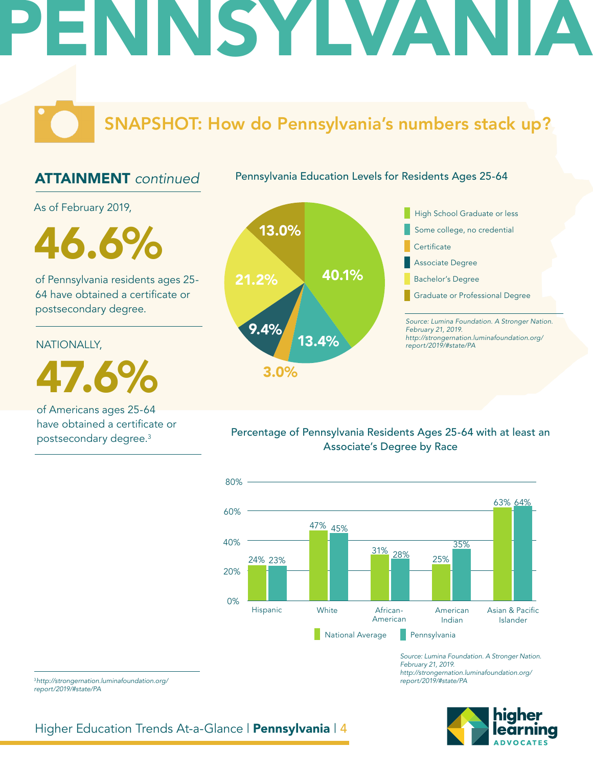# PENNSYLVANIA

## SNAPSHOT: How do Pennsylvania's numbers stack up?

### ATTAINMENT *continued*

As of February 2019,

**46.6%**

of Pennsylvania residents ages 25-64 have obtained a certificate or postsecondary degree.

NATIONALLY,

**47.6%**

of Americans ages 25-64 have obtained a certificate or postsecondary degree.[3]

**Pennsylvania Education Levels for Residents Ages 25-64**

| Education Level | Percentage |
| --- | --- |
| High School Graduate or less | 40.1% |
| Some college, no credential | 13.4% |
| Certificate | 3.0% |
| Associate Degree | 9.4% |
| Bachelor's Degree | 21.2% |
| Graduate or Professional Degree | 13.0% |

*Source: Lumina Foundation. A Stronger Nation. February 21, 2019. http://strongernation.luminafoundation.org/report/2019/#state/PA*

**Percentage of Pennsylvania Residents Ages 25-64 with at least an Associate's Degree by Race**

| Race | National Average | Pennsylvania |
| --- | --- | --- |
| Hispanic | 24% | 23% |
| White | 47% | 45% |
| African-American | 31% | 28% |
| American Indian | 25% | 35% |
| Asian & Pacific Islander | 63% | 64% |

*Source: Lumina Foundation. A Stronger Nation. February 21, 2019. http://strongernation.luminafoundation.org/report/2019/#state/PA*

[3] *http://strongernation.luminafoundation.org/report/2019/#state/PA*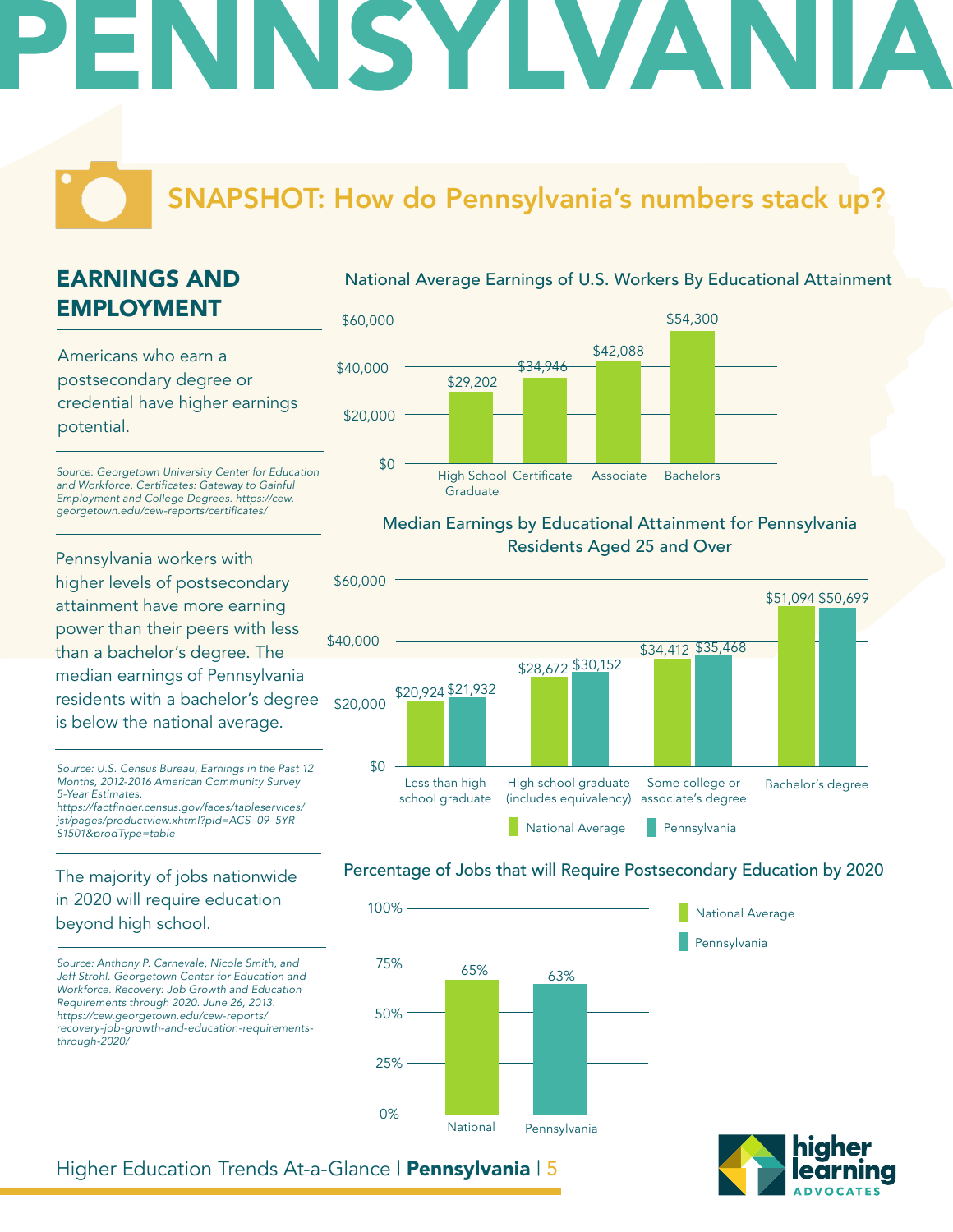# PENNSYLVANIA

## SNAPSHOT: How do Pennsylvania's numbers stack up?

### EARNINGS AND EMPLOYMENT

Americans who earn a postsecondary degree or credential have higher earnings potential.

*Source: Georgetown University Center for Education and Workforce. Certificates: Gateway to Gainful Employment and College Degrees. https://cew.georgetown.edu/cew-reports/certificates/*

**National Average Earnings of U.S. Workers By Educational Attainment**

| Educational Attainment | Earnings |
|---|---|
| High School Graduate | $29,202 |
| Certificate | $34,946 |
| Associate | $42,088 |
| Bachelors | $54,300 |

Pennsylvania workers with higher levels of postsecondary attainment have more earning power than their peers with less than a bachelor's degree. The median earnings of Pennsylvania residents with a bachelor's degree is below the national average.

*Source: U.S. Census Bureau, Earnings in the Past 12 Months, 2012-2016 American Community Survey 5-Year Estimates. https://factfinder.census.gov/faces/tableservices/jsf/pages/productview.xhtml?pid=ACS_09_5YR_S1501&prodType=table*

**Median Earnings by Educational Attainment for Pennsylvania Residents Aged 25 and Over**

| Educational Attainment | National Average | Pennsylvania |
|---|---|---|
| Less than high school graduate | $20,924 | $21,932 |
| High school graduate (includes equivalency) | $28,672 | $30,152 |
| Some college or associate's degree | $34,412 | $35,468 |
| Bachelor's degree | $51,094 | $50,699 |

The majority of jobs nationwide in 2020 will require education beyond high school.

*Source: Anthony P. Carnevale, Nicole Smith, and Jeff Strohl. Georgetown Center for Education and Workforce. Recovery: Job Growth and Education Requirements through 2020. June 26, 2013. https://cew.georgetown.edu/cew-reports/recovery-job-growth-and-education-requirements-through-2020/*

**Percentage of Jobs that will Require Postsecondary Education by 2020**

| | Percentage |
|---|---|
| National | 65% |
| Pennsylvania | 63% |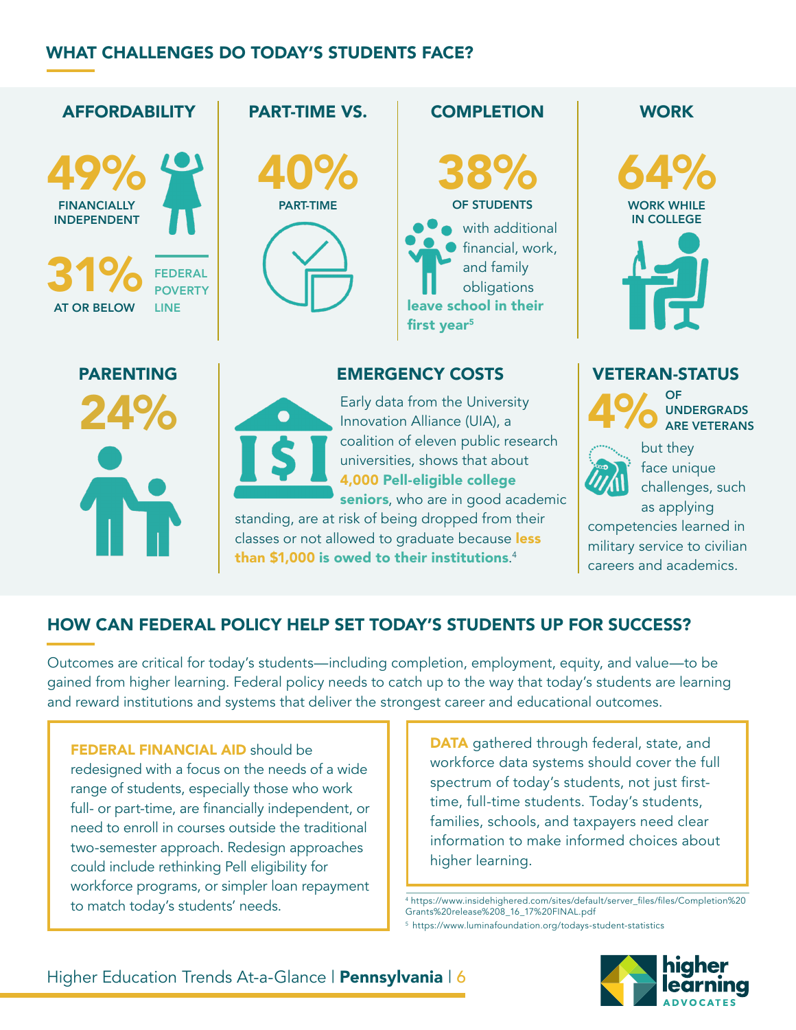## WHAT CHALLENGES DO TODAY'S STUDENTS FACE?

### AFFORDABILITY

**49%** FINANCIALLY INDEPENDENT

**31%** AT OR BELOW FEDERAL POVERTY LINE

### PART-TIME VS.

**40%** PART-TIME

### COMPLETION

**38%** OF STUDENTS with additional financial, work, and family obligations **leave school in their first year**[5]

### WORK

**64%** WORK WHILE IN COLLEGE

### PARENTING

**24%**

### EMERGENCY COSTS

Early data from the University Innovation Alliance (UIA), a coalition of eleven public research universities, shows that about **4,000 Pell-eligible college seniors**, who are in good academic standing, are at risk of being dropped from their classes or not allowed to graduate because **less than $1,000 is owed to their institutions.**[4]

### VETERAN-STATUS

**4%** OF UNDERGRADS ARE VETERANS but they face unique challenges, such as applying competencies learned in military service to civilian careers and academics.

## HOW CAN FEDERAL POLICY HELP SET TODAY'S STUDENTS UP FOR SUCCESS?

Outcomes are critical for today's students—including completion, employment, equity, and value—to be gained from higher learning. Federal policy needs to catch up to the way that today's students are learning and reward institutions and systems that deliver the strongest career and educational outcomes.

**FEDERAL FINANCIAL AID** should be redesigned with a focus on the needs of a wide range of students, especially those who work full- or part-time, are financially independent, or need to enroll in courses outside the traditional two-semester approach. Redesign approaches could include rethinking Pell eligibility for workforce programs, or simpler loan repayment to match today's students' needs.

**DATA** gathered through federal, state, and workforce data systems should cover the full spectrum of today's students, not just first-time, full-time students. Today's students, families, schools, and taxpayers need clear information to make informed choices about higher learning.

[4] https://www.insidehighered.com/sites/default/server_files/files/Completion%20Grants%20release%208_16_17%20FINAL.pdf

[5] https://www.luminafoundation.org/todays-student-statistics